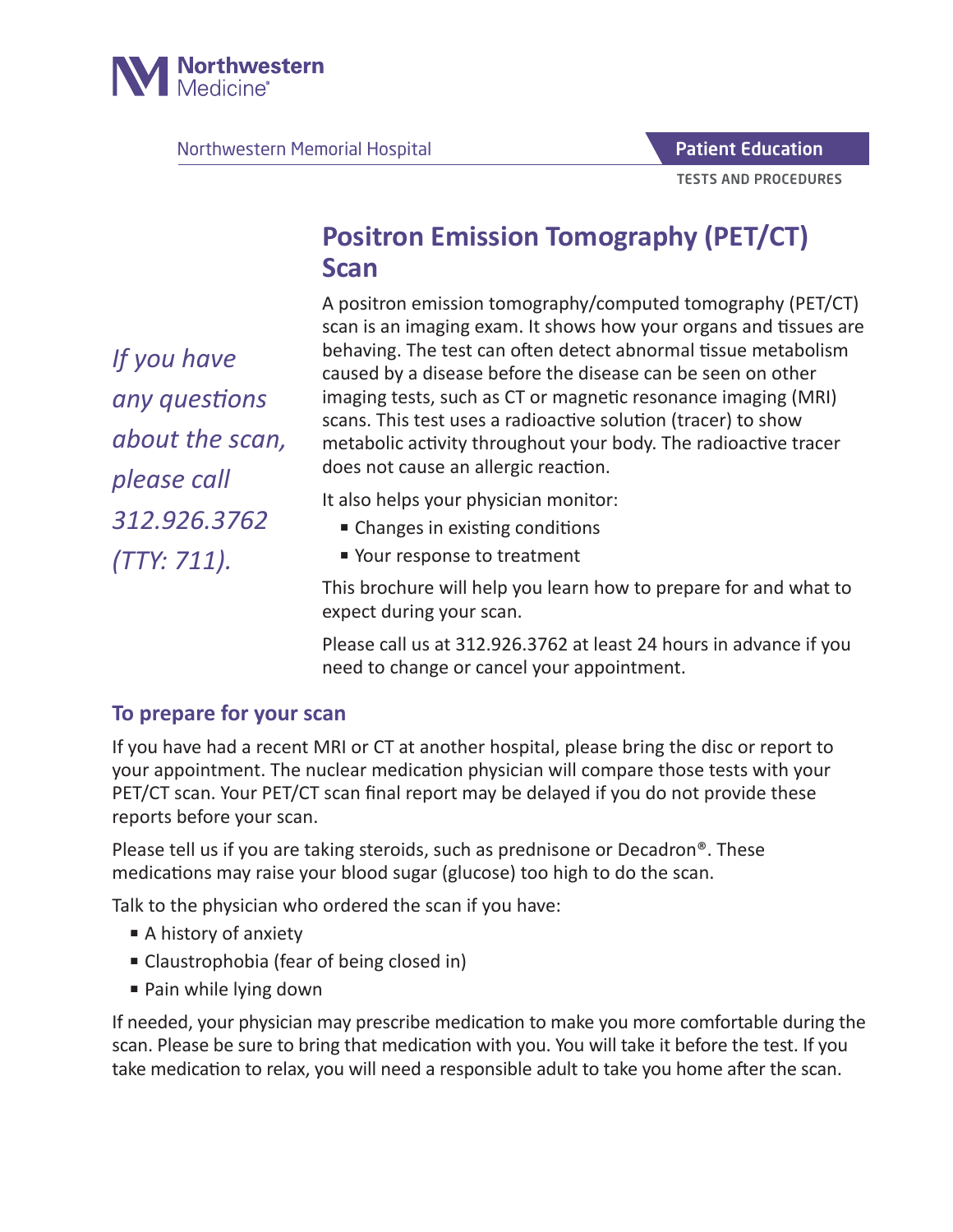Northwestern Medicine

Northwestern Memorial Hospital

**Patient Education**

TESTS AND PROCEDURES

# Positron Emission Tomography (PET/CT) Scan

*If you have any questions about the scan, please call 312.926.3762 (TTY: 711).*

A positron emission tomography/computed tomography (PET/CT) scan is an imaging exam. It shows how your organs and tissues are behaving. The test can often detect abnormal tissue metabolism caused by a disease before the disease can be seen on other imaging tests, such as CT or magnetic resonance imaging (MRI) scans. This test uses a radioactive solution (tracer) to show metabolic activity throughout your body. The radioactive tracer does not cause an allergic reaction.

It also helps your physician monitor:

- Changes in existing conditions
- Your response to treatment

This brochure will help you learn how to prepare for and what to expect during your scan.

Please call us at 312.926.3762 at least 24 hours in advance if you need to change or cancel your appointment.

## To prepare for your scan

If you have had a recent MRI or CT at another hospital, please bring the disc or report to your appointment. The nuclear medication physician will compare those tests with your PET/CT scan. Your PET/CT scan final report may be delayed if you do not provide these reports before your scan.

Please tell us if you are taking steroids, such as prednisone or Decadron®. These medications may raise your blood sugar (glucose) too high to do the scan.

Talk to the physician who ordered the scan if you have:

- A history of anxiety
- Claustrophobia (fear of being closed in)
- Pain while lying down

If needed, your physician may prescribe medication to make you more comfortable during the scan. Please be sure to bring that medication with you. You will take it before the test. If you take medication to relax, you will need a responsible adult to take you home after the scan.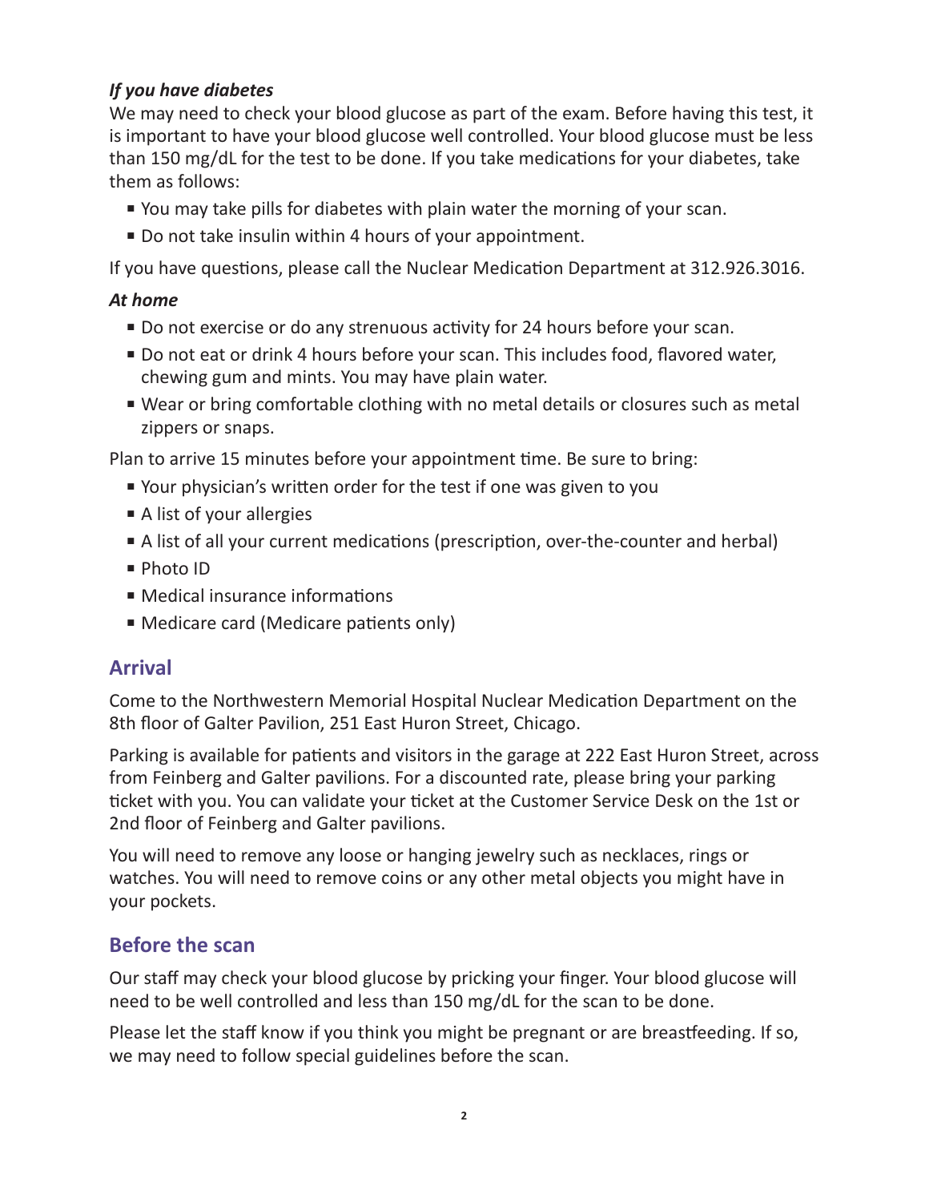### *If you have diabetes*

We may need to check your blood glucose as part of the exam. Before having this test, it is important to have your blood glucose well controlled. Your blood glucose must be less than 150 mg/dL for the test to be done. If you take medications for your diabetes, take them as follows:

- You may take pills for diabetes with plain water the morning of your scan.
- Do not take insulin within 4 hours of your appointment.

If you have questions, please call the Nuclear Medication Department at 312.926.3016.

### *At home*

- Do not exercise or do any strenuous activity for 24 hours before your scan.
- Do not eat or drink 4 hours before your scan. This includes food, flavored water, chewing gum and mints. You may have plain water.
- Wear or bring comfortable clothing with no metal details or closures such as metal zippers or snaps.

Plan to arrive 15 minutes before your appointment time. Be sure to bring:

- Your physician's written order for the test if one was given to you
- A list of your allergies
- A list of all your current medications (prescription, over-the-counter and herbal)
- Photo ID
- Medical insurance informations
- Medicare card (Medicare patients only)

## Arrival

Come to the Northwestern Memorial Hospital Nuclear Medication Department on the 8th floor of Galter Pavilion, 251 East Huron Street, Chicago.

Parking is available for patients and visitors in the garage at 222 East Huron Street, across from Feinberg and Galter pavilions. For a discounted rate, please bring your parking ticket with you. You can validate your ticket at the Customer Service Desk on the 1st or 2nd floor of Feinberg and Galter pavilions.

You will need to remove any loose or hanging jewelry such as necklaces, rings or watches. You will need to remove coins or any other metal objects you might have in your pockets.

## Before the scan

Our staff may check your blood glucose by pricking your finger. Your blood glucose will need to be well controlled and less than 150 mg/dL for the scan to be done.

Please let the staff know if you think you might be pregnant or are breastfeeding. If so, we may need to follow special guidelines before the scan.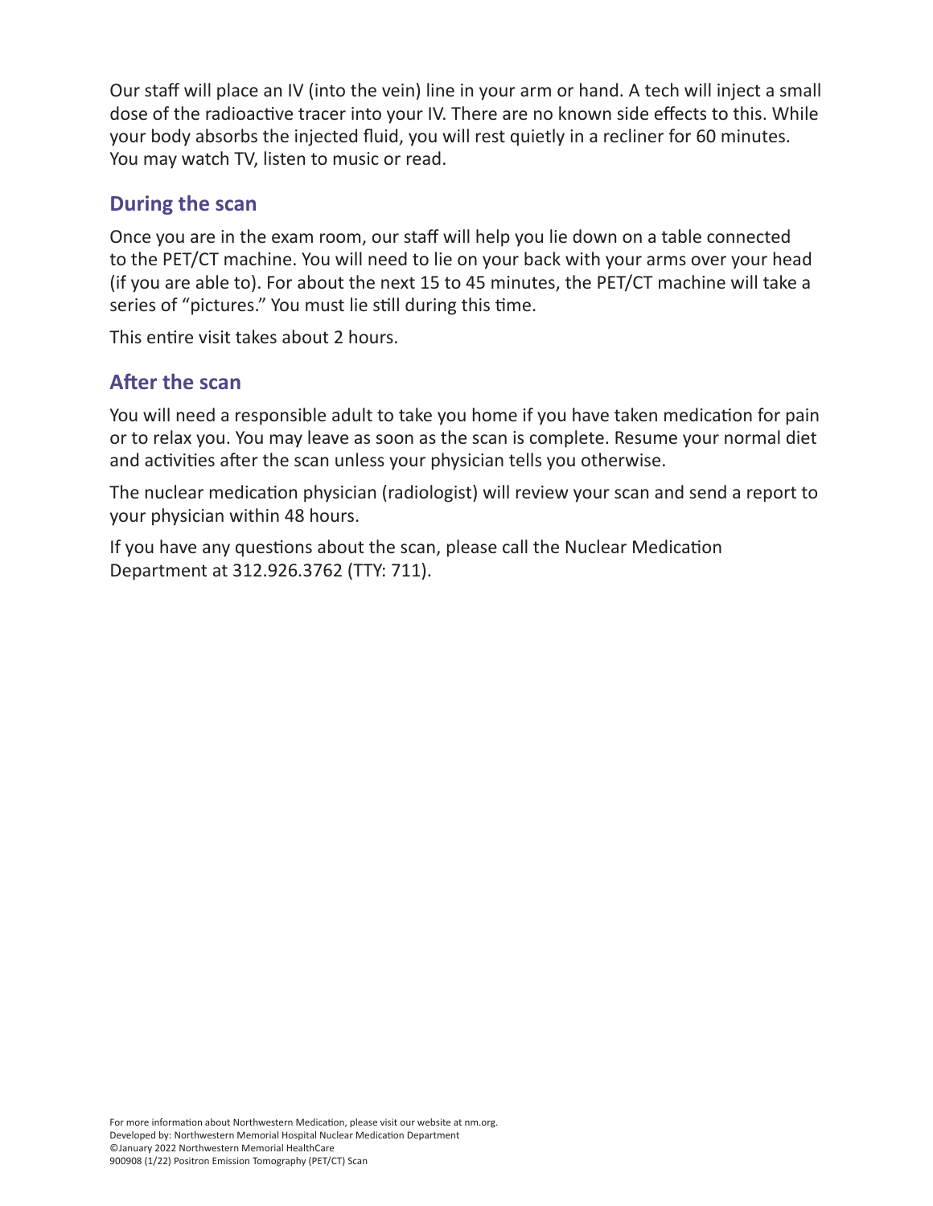Our staff will place an IV (into the vein) line in your arm or hand. A tech will inject a small dose of the radioactive tracer into your IV. There are no known side effects to this. While your body absorbs the injected fluid, you will rest quietly in a recliner for 60 minutes. You may watch TV, listen to music or read.

## During the scan

Once you are in the exam room, our staff will help you lie down on a table connected to the PET/CT machine. You will need to lie on your back with your arms over your head (if you are able to). For about the next 15 to 45 minutes, the PET/CT machine will take a series of "pictures." You must lie still during this time.

This entire visit takes about 2 hours.

## After the scan

You will need a responsible adult to take you home if you have taken medication for pain or to relax you. You may leave as soon as the scan is complete. Resume your normal diet and activities after the scan unless your physician tells you otherwise.

The nuclear medication physician (radiologist) will review your scan and send a report to your physician within 48 hours.

If you have any questions about the scan, please call the Nuclear Medication Department at 312.926.3762 (TTY: 711).

For more information about Northwestern Medication, please visit our website at nm.org.
Developed by: Northwestern Memorial Hospital Nuclear Medication Department
©January 2022 Northwestern Memorial HealthCare
900908 (1/22) Positron Emission Tomography (PET/CT) Scan